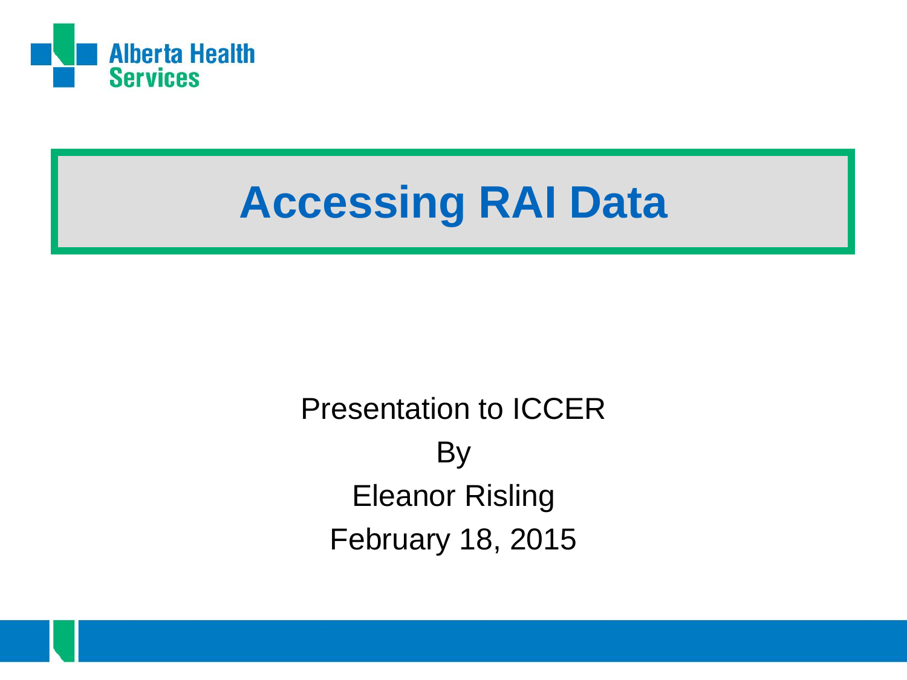Alberta Health Services

# Accessing RAI Data

Presentation to ICCER

By

Eleanor Risling

February 18, 2015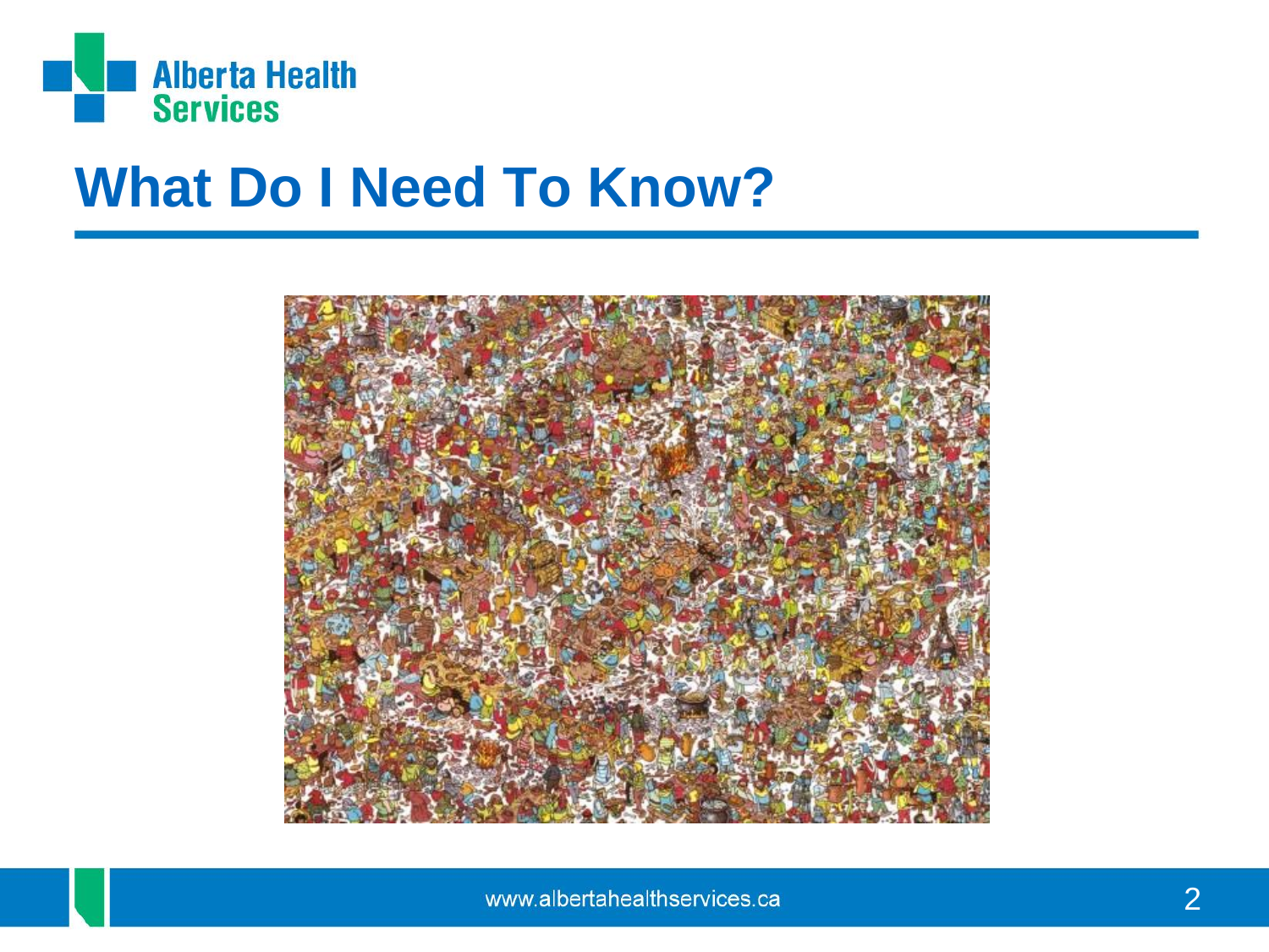# What Do I Need To Know?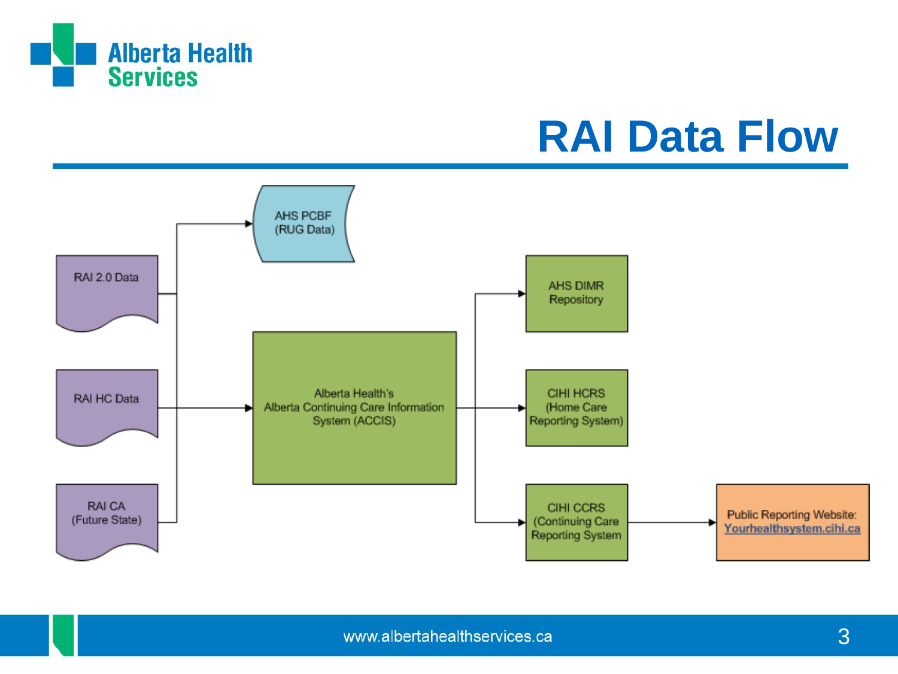# RAI Data Flow

RAI 2.0 Data

RAI HC Data

RAI CA (Future State)

AHS PCBF (RUG Data)

Alberta Health's Alberta Continuing Care Information System (ACCIS)

AHS DIMR Repository

CIHI HCRS (Home Care Reporting System)

CIHI CCRS (Continuing Care Reporting System

Public Reporting Website: Yourhealthsystem.cihi.ca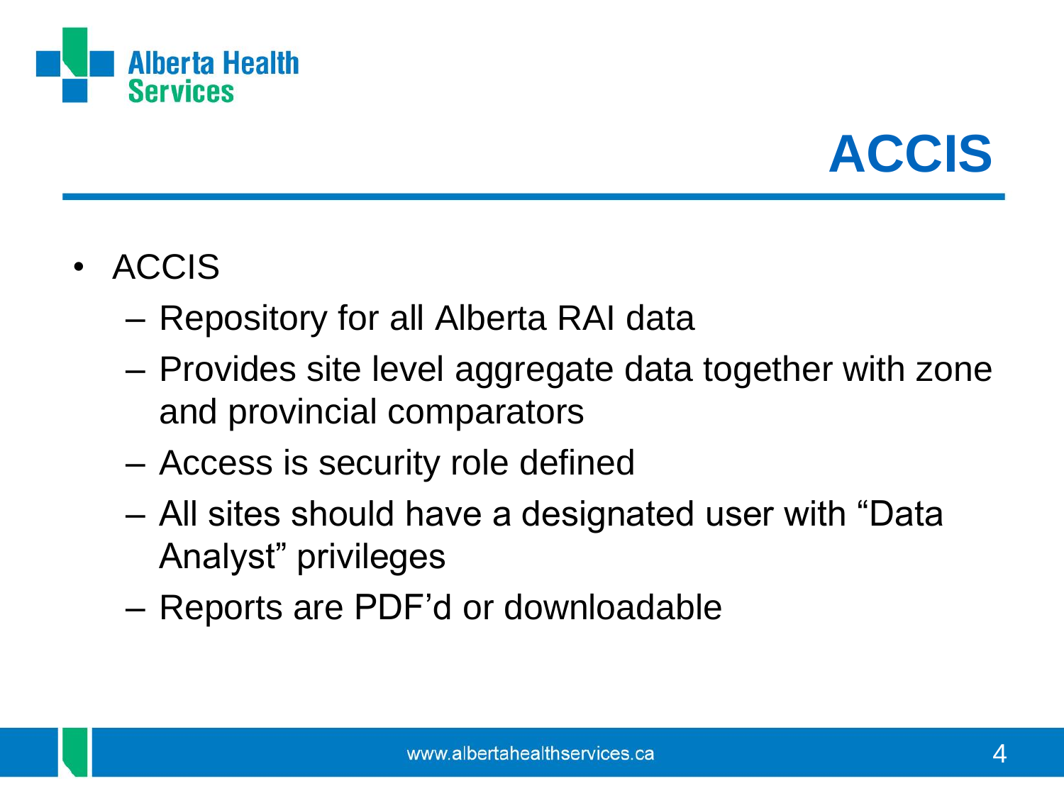# ACCIS

- ACCIS
  - Repository for all Alberta RAI data
  - Provides site level aggregate data together with zone and provincial comparators
  - Access is security role defined
  - All sites should have a designated user with “Data Analyst” privileges
  - Reports are PDF’d or downloadable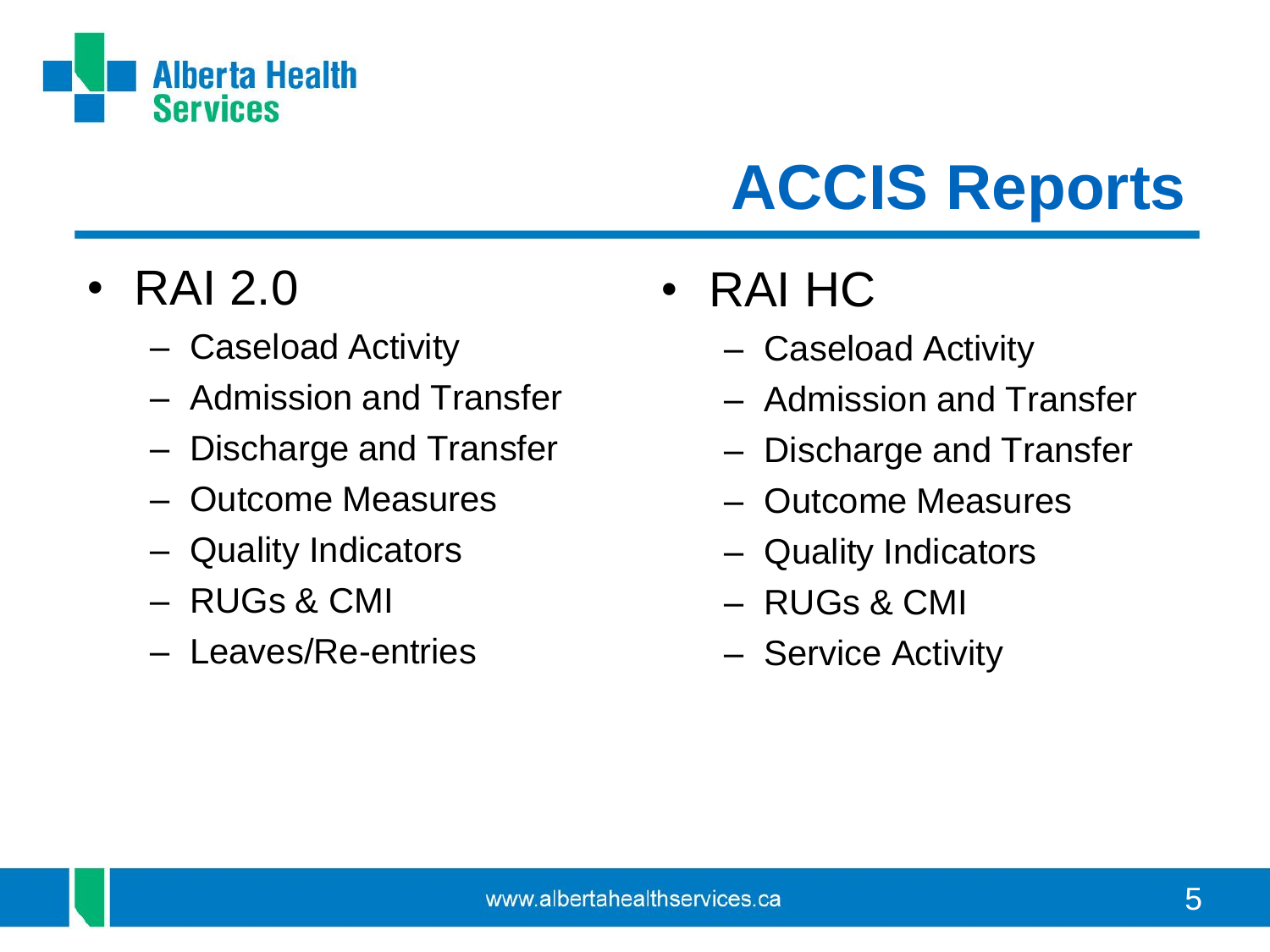# ACCIS Reports

- RAI 2.0
  - Caseload Activity
  - Admission and Transfer
  - Discharge and Transfer
  - Outcome Measures
  - Quality Indicators
  - RUGs & CMI
  - Leaves/Re-entries
- RAI HC
  - Caseload Activity
  - Admission and Transfer
  - Discharge and Transfer
  - Outcome Measures
  - Quality Indicators
  - RUGs & CMI
  - Service Activity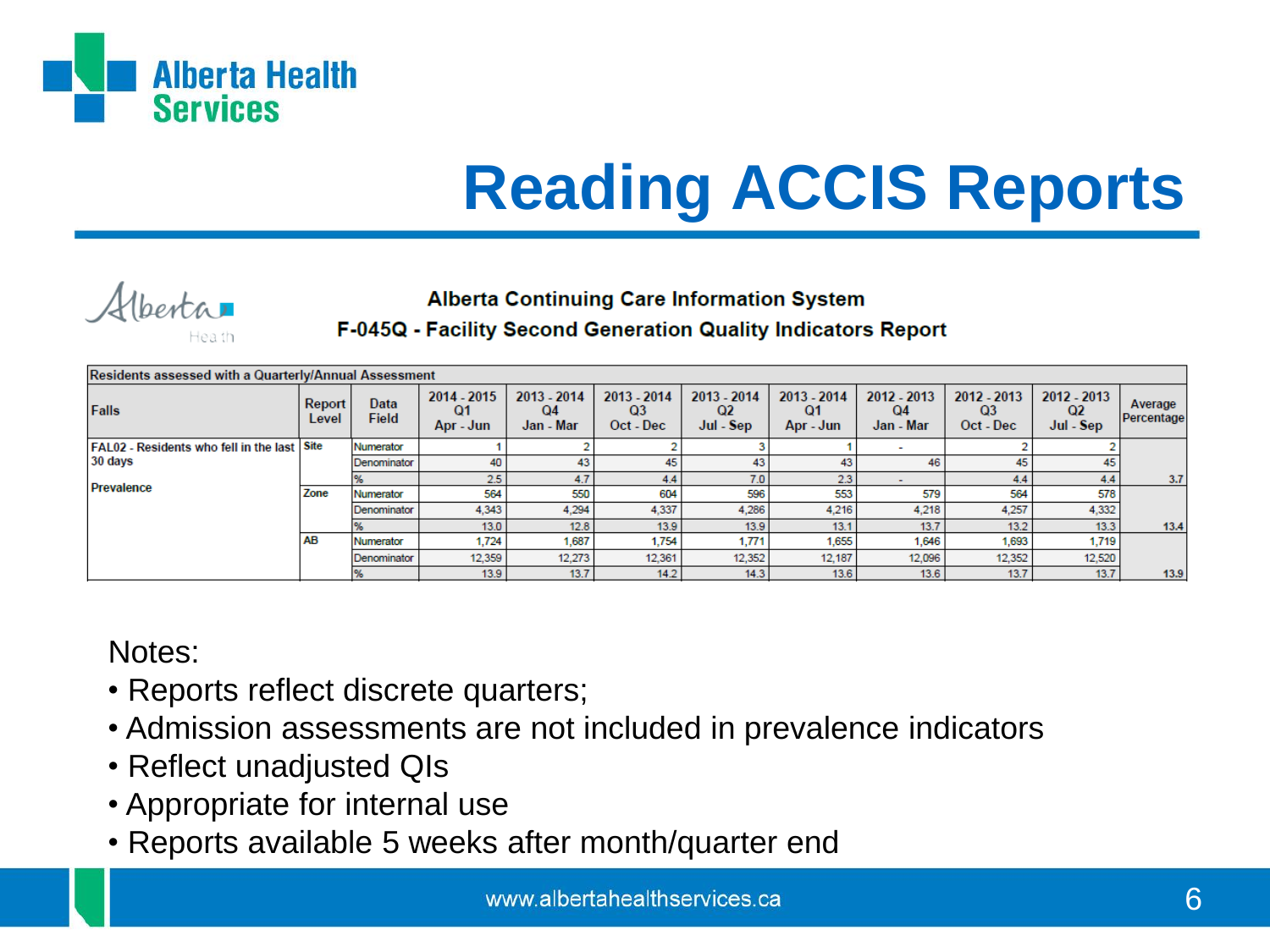# Reading ACCIS Reports

**Alberta Continuing Care Information System**

**F-045Q - Facility Second Generation Quality Indicators Report**

| Residents assessed with a Quarterly/Annual Assessment | | | | | | | | | | | |
|---|---|---|---|---|---|---|---|---|---|---|---|
| **Falls** | **Report Level** | **Data Field** | **2014 - 2015 Q1 Apr - Jun** | **2013 - 2014 Q4 Jan - Mar** | **2013 - 2014 Q3 Oct - Dec** | **2013 - 2014 Q2 Jul - Sep** | **2013 - 2014 Q1 Apr - Jun** | **2012 - 2013 Q4 Jan - Mar** | **2012 - 2013 Q3 Oct - Dec** | **2012 - 2013 Q2 Jul - Sep** | **Average Percentage** |
| FAL02 - Residents who fell in the last 30 days | Site | Numerator | 1 | 2 | 2 | 3 | 1 | - | 2 | 2 | |
| | | Denominator | 40 | 43 | 45 | 43 | 43 | 46 | 45 | 45 | |
| Prevalence | | % | 2.5 | 4.7 | 4.4 | 7.0 | 2.3 | - | 4.4 | 4.4 | 3.7 |
| | Zone | Numerator | 564 | 550 | 604 | 596 | 553 | 579 | 564 | 578 | |
| | | Denominator | 4,343 | 4,294 | 4,337 | 4,286 | 4,216 | 4,218 | 4,257 | 4,332 | |
| | | % | 13.0 | 12.8 | 13.9 | 13.9 | 13.1 | 13.7 | 13.2 | 13.3 | 13.4 |
| | AB | Numerator | 1,724 | 1,687 | 1,754 | 1,771 | 1,655 | 1,646 | 1,693 | 1,719 | |
| | | Denominator | 12,359 | 12,273 | 12,361 | 12,352 | 12,187 | 12,096 | 12,352 | 12,520 | |
| | | % | 13.9 | 13.7 | 14.2 | 14.3 | 13.6 | 13.6 | 13.7 | 13.7 | 13.9 |

Notes:

- Reports reflect discrete quarters;
- Admission assessments are not included in prevalence indicators
- Reflect unadjusted QIs
- Appropriate for internal use
- Reports available 5 weeks after month/quarter end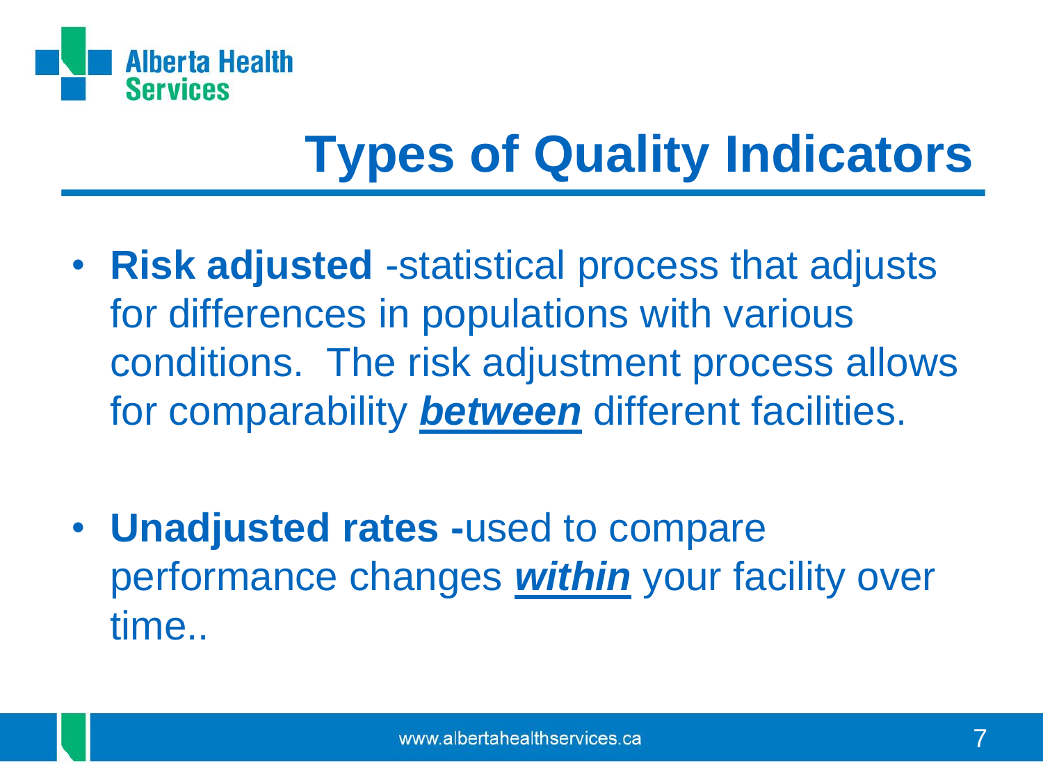# Types of Quality Indicators

- **Risk adjusted** -statistical process that adjusts for differences in populations with various conditions. The risk adjustment process allows for comparability ***between*** different facilities.

- **Unadjusted rates -**used to compare performance changes ***within*** your facility over time..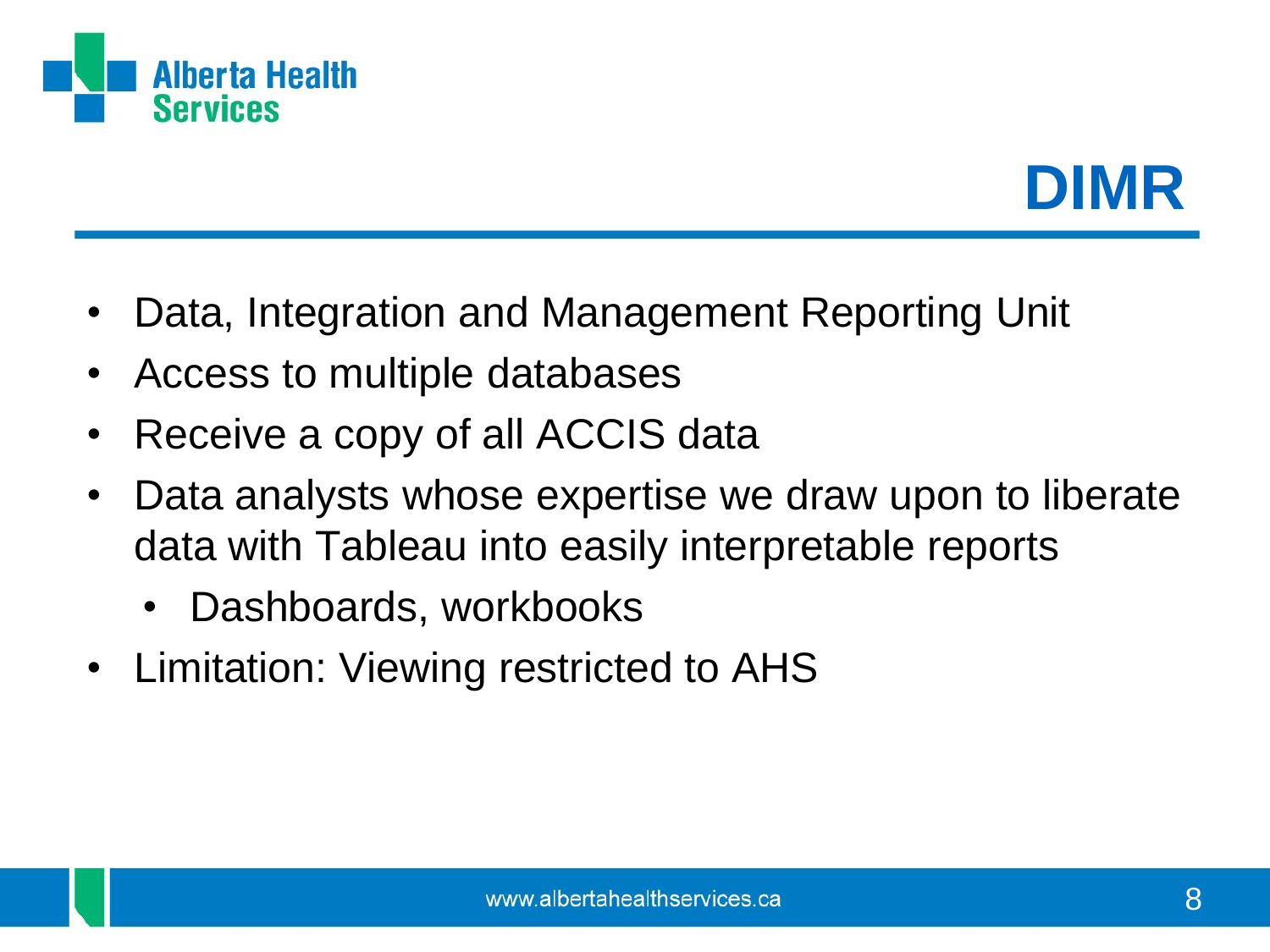# DIMR

- Data, Integration and Management Reporting Unit
- Access to multiple databases
- Receive a copy of all ACCIS data
- Data analysts whose expertise we draw upon to liberate data with Tableau into easily interpretable reports
  - Dashboards, workbooks
- Limitation: Viewing restricted to AHS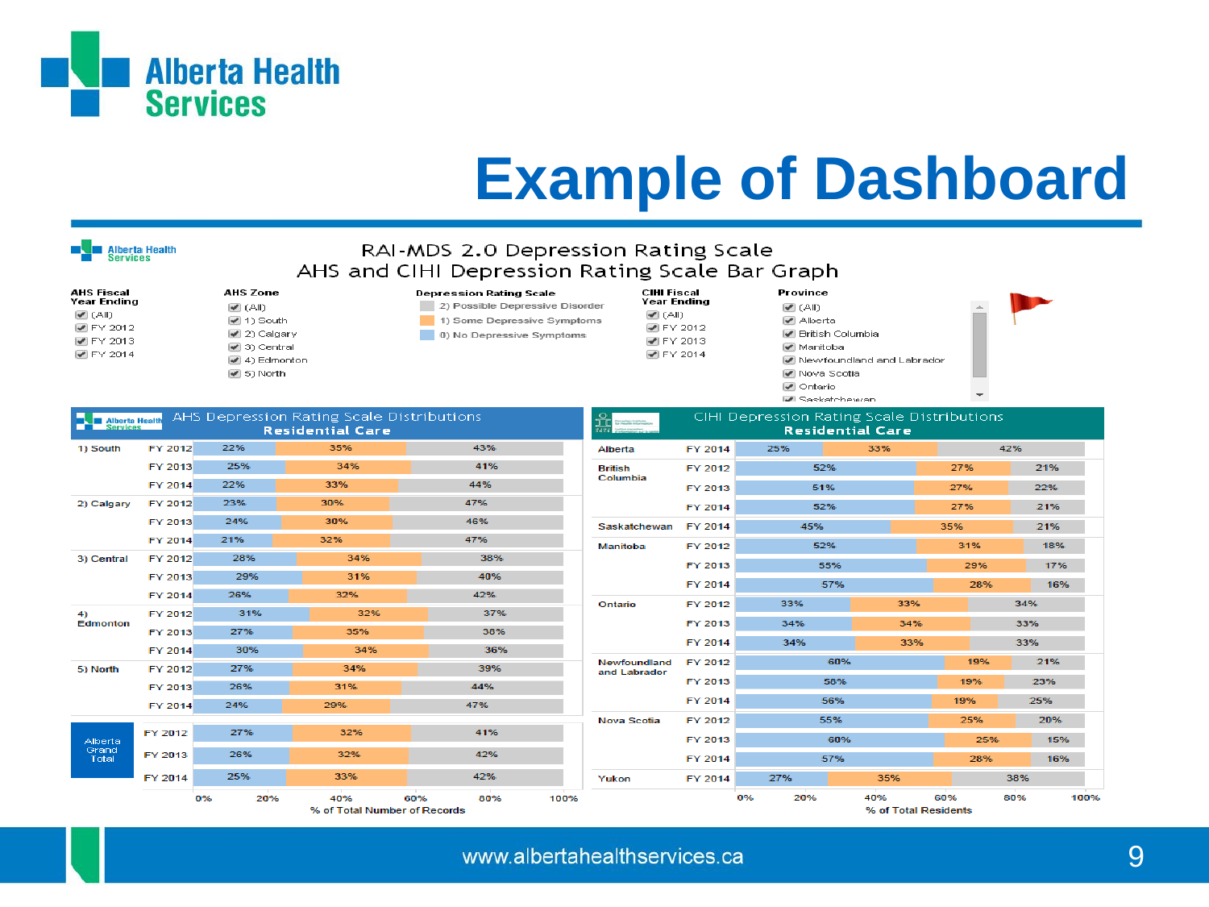# Example of Dashboard

## RAI-MDS 2.0 Depression Rating Scale
## AHS and CIHI Depression Rating Scale Bar Graph

**AHS Fiscal Year Ending**
- (All)
- FY 2012
- FY 2013
- FY 2014

**AHS Zone**
- (All)
- 1) South
- 2) Calgary
- 3) Central
- 4) Edmonton
- 5) North

**Depression Rating Scale**
- 2) Possible Depressive Disorder
- 1) Some Depressive Symptoms
- 0) No Depressive Symptoms

**CIHI Fiscal Year Ending**
- (All)
- FY 2012
- FY 2013
- FY 2014

**Province**
- (All)
- Alberta
- British Columbia
- Manitoba
- Newfoundland and Labrador
- Nova Scotia
- Ontario
- Saskatchewan

### AHS Depression Rating Scale Distributions — Residential Care

| Zone | Year | 0) No Depressive Symptoms | 1) Some Depressive Symptoms | 2) Possible Depressive Disorder |
|---|---|---|---|---|
| 1) South | FY 2012 | 22% | 35% | 43% |
| | FY 2013 | 25% | 34% | 41% |
| | FY 2014 | 22% | 33% | 44% |
| 2) Calgary | FY 2012 | 23% | 30% | 47% |
| | FY 2013 | 24% | 30% | 46% |
| | FY 2014 | 21% | 32% | 47% |
| 3) Central | FY 2012 | 28% | 34% | 38% |
| | FY 2013 | 29% | 31% | 40% |
| | FY 2014 | 26% | 32% | 42% |
| 4) Edmonton | FY 2012 | 31% | 32% | 37% |
| | FY 2013 | 27% | 35% | 38% |
| | FY 2014 | 30% | 34% | 36% |
| 5) North | FY 2012 | 27% | 34% | 39% |
| | FY 2013 | 26% | 31% | 44% |
| | FY 2014 | 24% | 29% | 47% |
| Alberta Grand Total | FY 2012 | 27% | 32% | 41% |
| | FY 2013 | 26% | 32% | 42% |
| | FY 2014 | 25% | 33% | 42% |

% of Total Number of Records

### CIHI Depression Rating Scale Distributions — Residential Care

| Province | Year | 0) No Depressive Symptoms | 1) Some Depressive Symptoms | 2) Possible Depressive Disorder |
|---|---|---|---|---|
| Alberta | FY 2014 | 25% | 33% | 42% |
| British Columbia | FY 2012 | 52% | 27% | 21% |
| | FY 2013 | 51% | 27% | 22% |
| | FY 2014 | 52% | 27% | 21% |
| Saskatchewan | FY 2014 | 45% | 35% | 21% |
| Manitoba | FY 2012 | 52% | 31% | 18% |
| | FY 2013 | 55% | 29% | 17% |
| | FY 2014 | 57% | 28% | 16% |
| Ontario | FY 2012 | 33% | 33% | 34% |
| | FY 2013 | 34% | 34% | 33% |
| | FY 2014 | 34% | 33% | 33% |
| Newfoundland and Labrador | FY 2012 | 60% | 19% | 21% |
| | FY 2013 | 58% | 19% | 23% |
| | FY 2014 | 56% | 19% | 25% |
| Nova Scotia | FY 2012 | 55% | 25% | 20% |
| | FY 2013 | 60% | 25% | 15% |
| | FY 2014 | 57% | 28% | 16% |
| Yukon | FY 2014 | 27% | 35% | 38% |

% of Total Residents

www.albertahealthservices.ca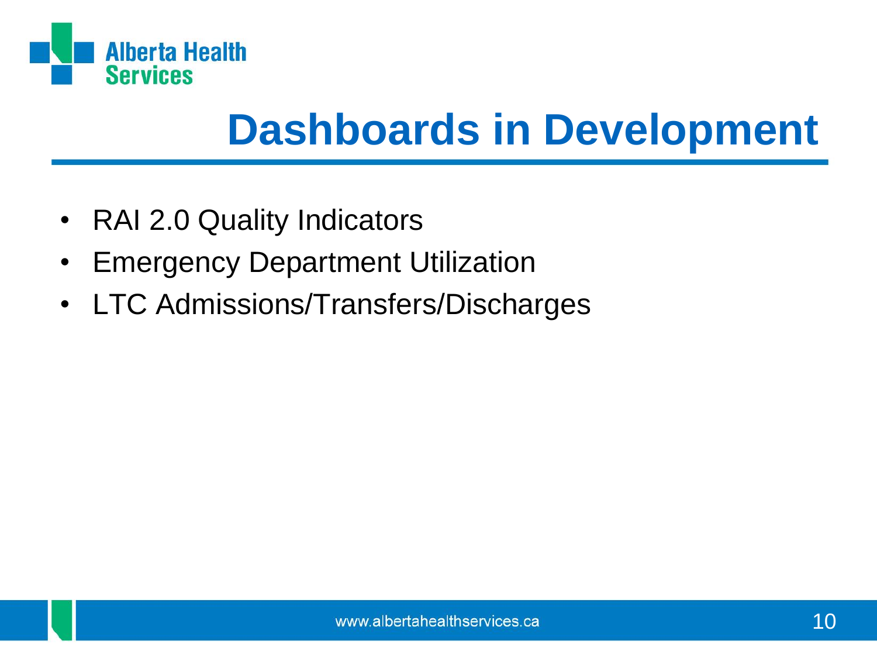# Dashboards in Development

- RAI 2.0 Quality Indicators
- Emergency Department Utilization
- LTC Admissions/Transfers/Discharges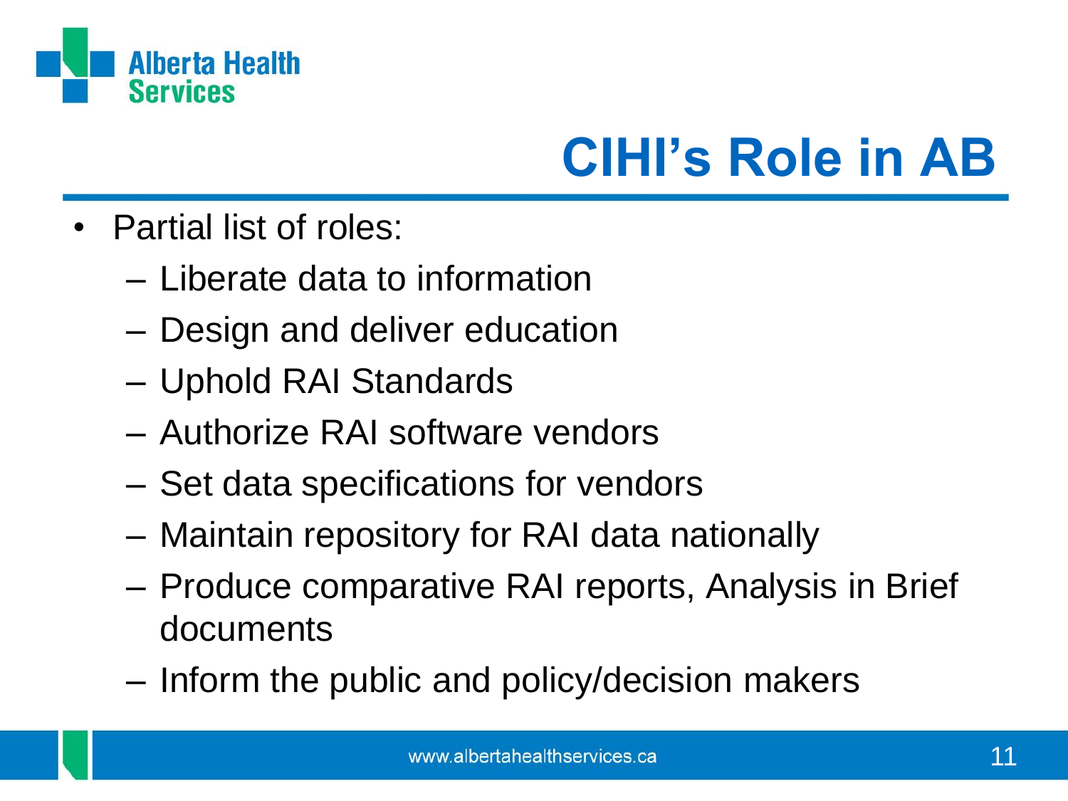# CIHI's Role in AB

- Partial list of roles:
  - Liberate data to information
  - Design and deliver education
  - Uphold RAI Standards
  - Authorize RAI software vendors
  - Set data specifications for vendors
  - Maintain repository for RAI data nationally
  - Produce comparative RAI reports, Analysis in Brief documents
  - Inform the public and policy/decision makers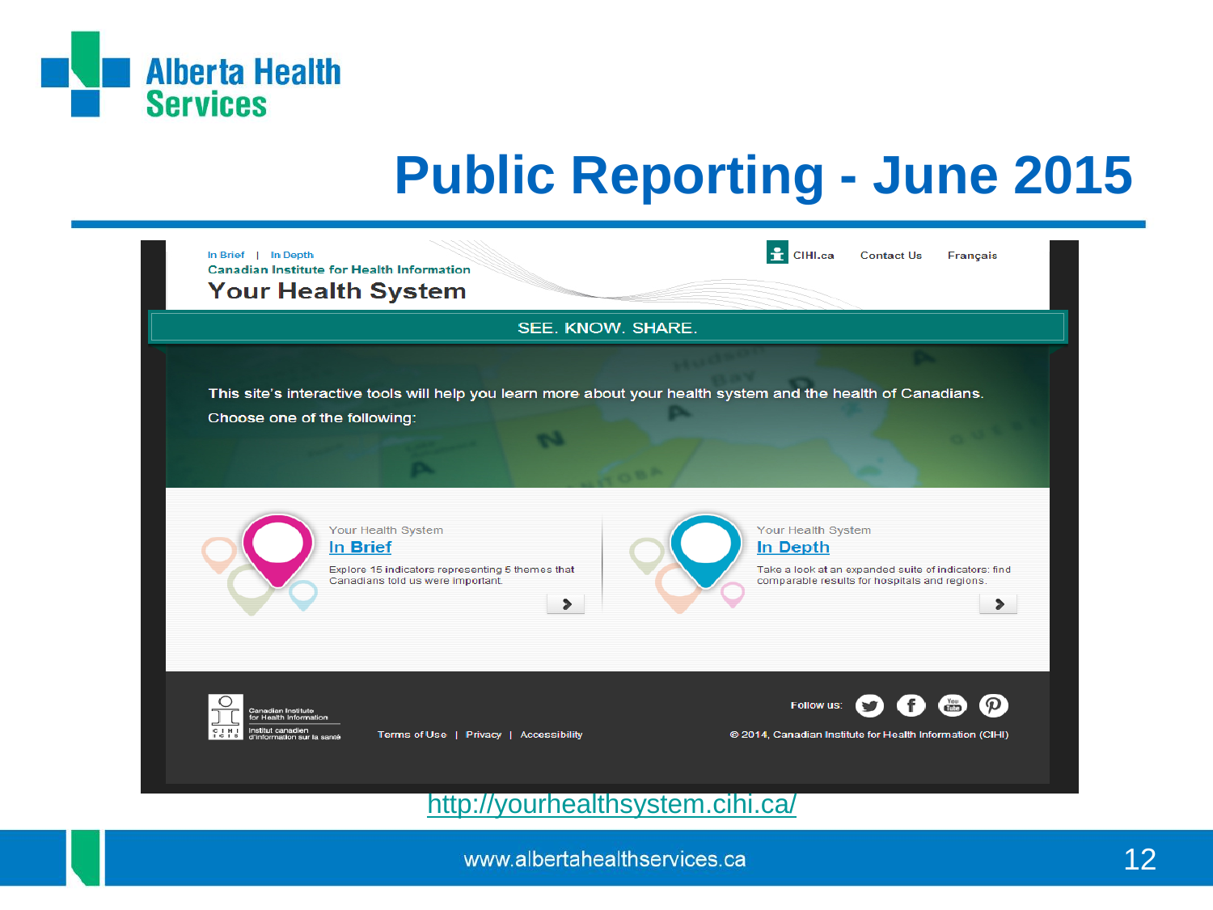# Public Reporting - June 2015

In Brief | In Depth

Canadian Institute for Health Information

## Your Health System

CIHI.ca Contact Us Français

SEE. KNOW. SHARE.

This site's interactive tools will help you learn more about your health system and the health of Canadians.

Choose one of the following:

Your Health System
**In Brief**
Explore 15 indicators representing 5 themes that Canadians told us were important.

Your Health System
**In Depth**
Take a look at an expanded suite of indicators: find comparable results for hospitals and regions.

Canadian Institute for Health Information
Institut canadien d'information sur la santé

Terms of Use | Privacy | Accessibility

Follow us:

© 2014, Canadian Institute for Health Information (CIHI)

http://yourhealthsystem.cihi.ca/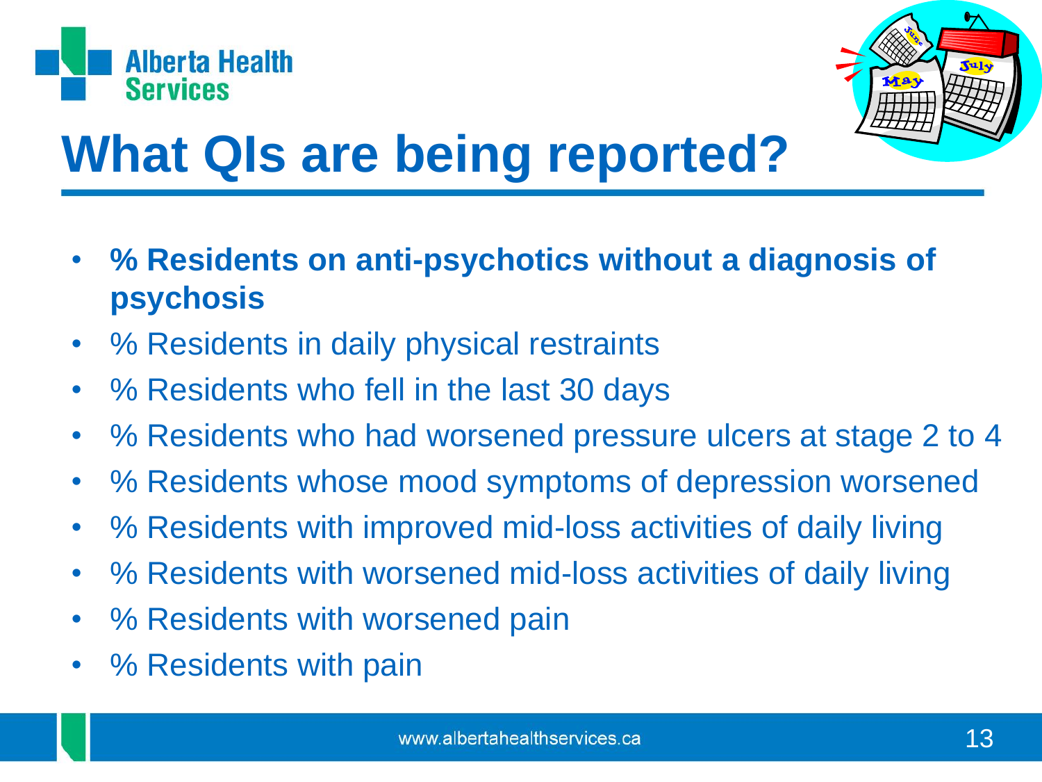# What QIs are being reported?

- **% Residents on anti-psychotics without a diagnosis of psychosis**
- % Residents in daily physical restraints
- % Residents who fell in the last 30 days
- % Residents who had worsened pressure ulcers at stage 2 to 4
- % Residents whose mood symptoms of depression worsened
- % Residents with improved mid-loss activities of daily living
- % Residents with worsened mid-loss activities of daily living
- % Residents with worsened pain
- % Residents with pain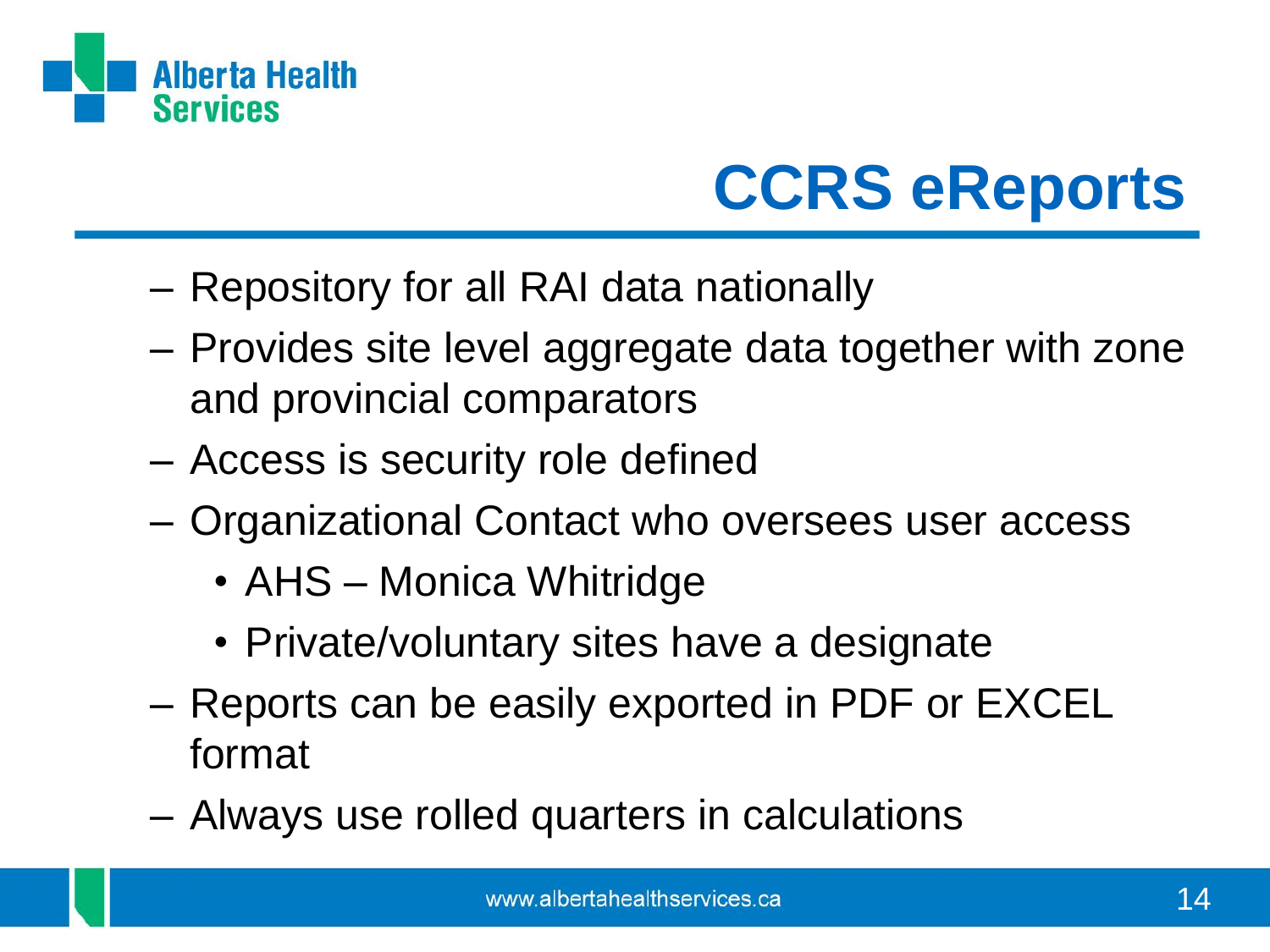# CCRS eReports

- Repository for all RAI data nationally
- Provides site level aggregate data together with zone and provincial comparators
- Access is security role defined
- Organizational Contact who oversees user access
  - AHS – Monica Whitridge
  - Private/voluntary sites have a designate
- Reports can be easily exported in PDF or EXCEL format
- Always use rolled quarters in calculations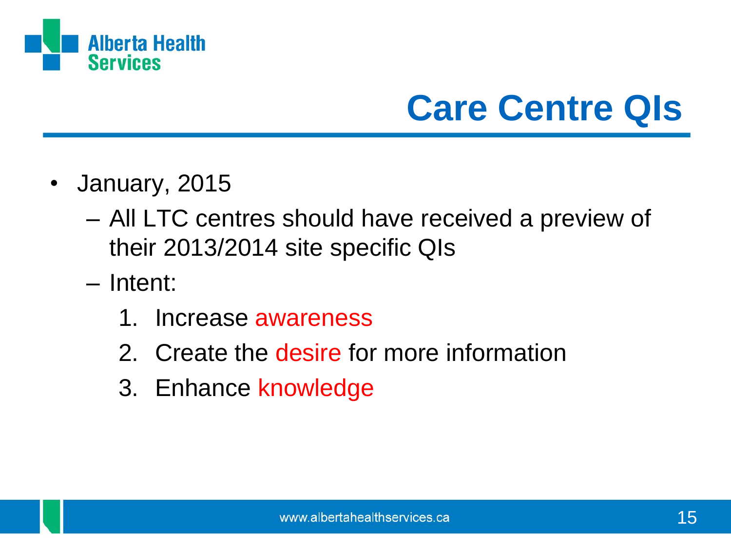# Care Centre QIs

- January, 2015
  - All LTC centres should have received a preview of their 2013/2014 site specific QIs
  - Intent:
    1. Increase awareness
    2. Create the desire for more information
    3. Enhance knowledge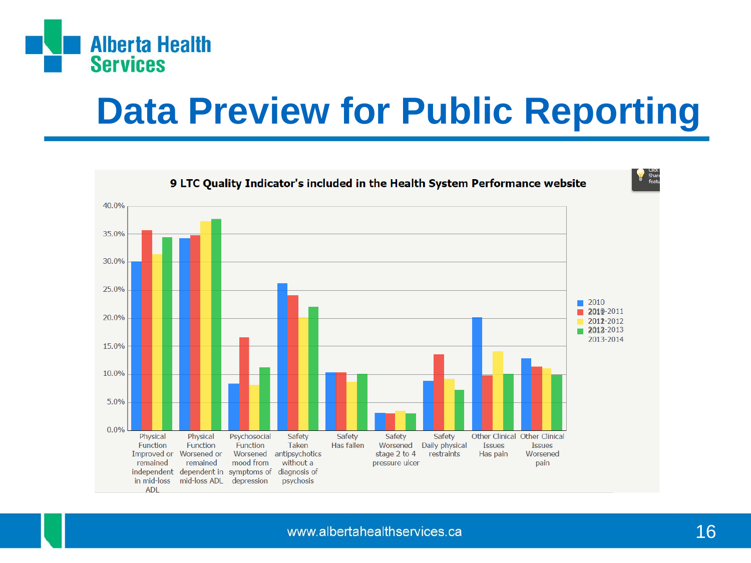# Data Preview for Public Reporting

**9 LTC Quality Indicator's included in the Health System Performance website**

| Indicator | 2010 | 2010-2011 | 2011-2012 | 2012-2013 / 2013-2014 |
|---|---|---|---|---|
| Physical Function Improved or remained independent in mid-loss ADL | 30.0% | 35.6% | 31.3% | 34.4% |
| Physical Function Worsened or remained dependent in mid-loss ADL | 34.2% | 34.7% | 37.3% | 37.7% |
| Psychosocial Function Worsened mood from symptoms of depression | 8.3% | 16.6% | 8.1% | 11.2% |
| Safety Taken antipsychotics without a diagnosis of psychosis | 26.2% | 24.1% | 20.2% | 22.0% |
| Safety Has fallen | 10.4% | 10.4% | 8.6% | 10.1% |
| Safety Worsened stage 2 to 4 pressure ulcer | 3.1% | 3.0% | 3.4% | 3.0% |
| Safety Daily physical restraints | 8.8% | 13.5% | 9.2% | 7.2% |
| Other Clinical Issues Has pain | 20.2% | 9.8% | 14.1% | 10.1% |
| Other Clinical Issues Worsened pain | 12.8% | 11.4% | 11.1% | 9.9% |

Legend: 2010, 2010-2011, 2011-2012, 2012-2013, 2013-2014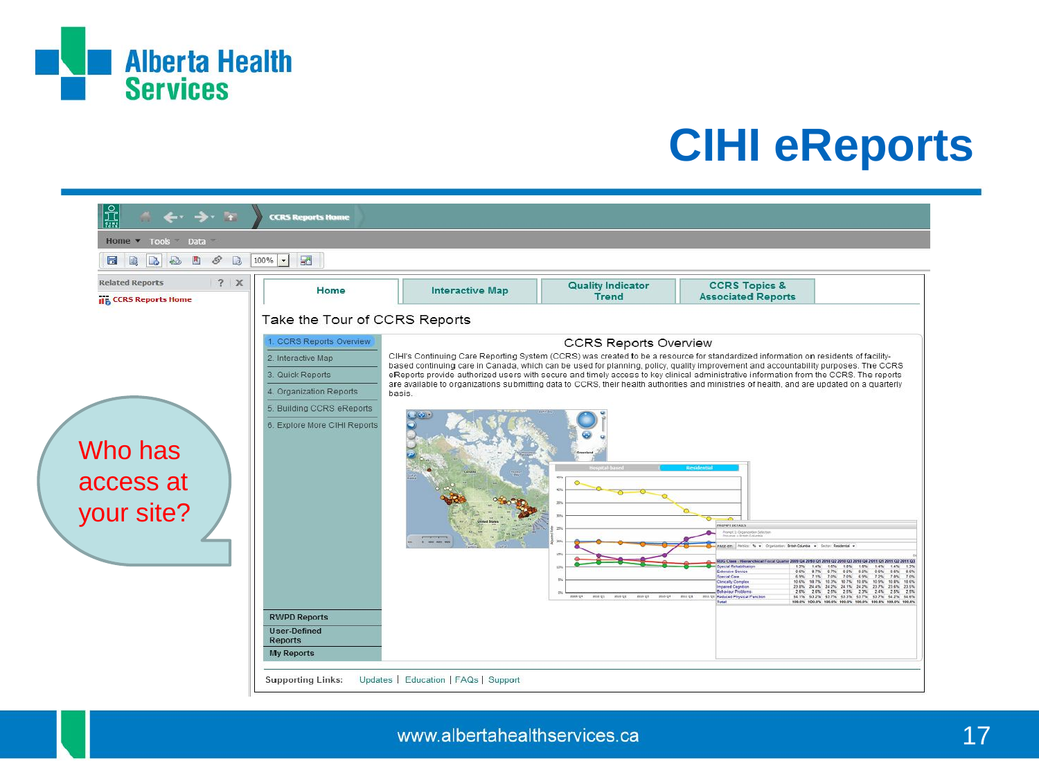# CIHI eReports

CCRS Reports Home

Home | Tools | Data

Related Reports

CCRS Reports Home

Home | Interactive Map | Quality Indicator Trend | CCRS Topics & Associated Reports

Take the Tour of CCRS Reports

1. CCRS Reports Overview
2. Interactive Map
3. Quick Reports
4. Organization Reports
5. Building CCRS eReports
6. Explore More CIHI Reports

## CCRS Reports Overview

CIHI's Continuing Care Reporting System (CCRS) was created to be a resource for standardized information on residents of facility-based continuing care in Canada, which can be used for planning, policy, quality improvement and accountability purposes. The CCRS eReports provide authorized users with secure and timely access to key clinical administrative information from the CCRS. The reports are available to organizations submitting data to CCRS, their health authorities and ministries of health, and are updated on a quarterly basis.

RWPD Reports

User-Defined Reports

My Reports

Supporting Links: Updates | Education | FAQs | Support

Who has access at your site?

www.albertahealthservices.ca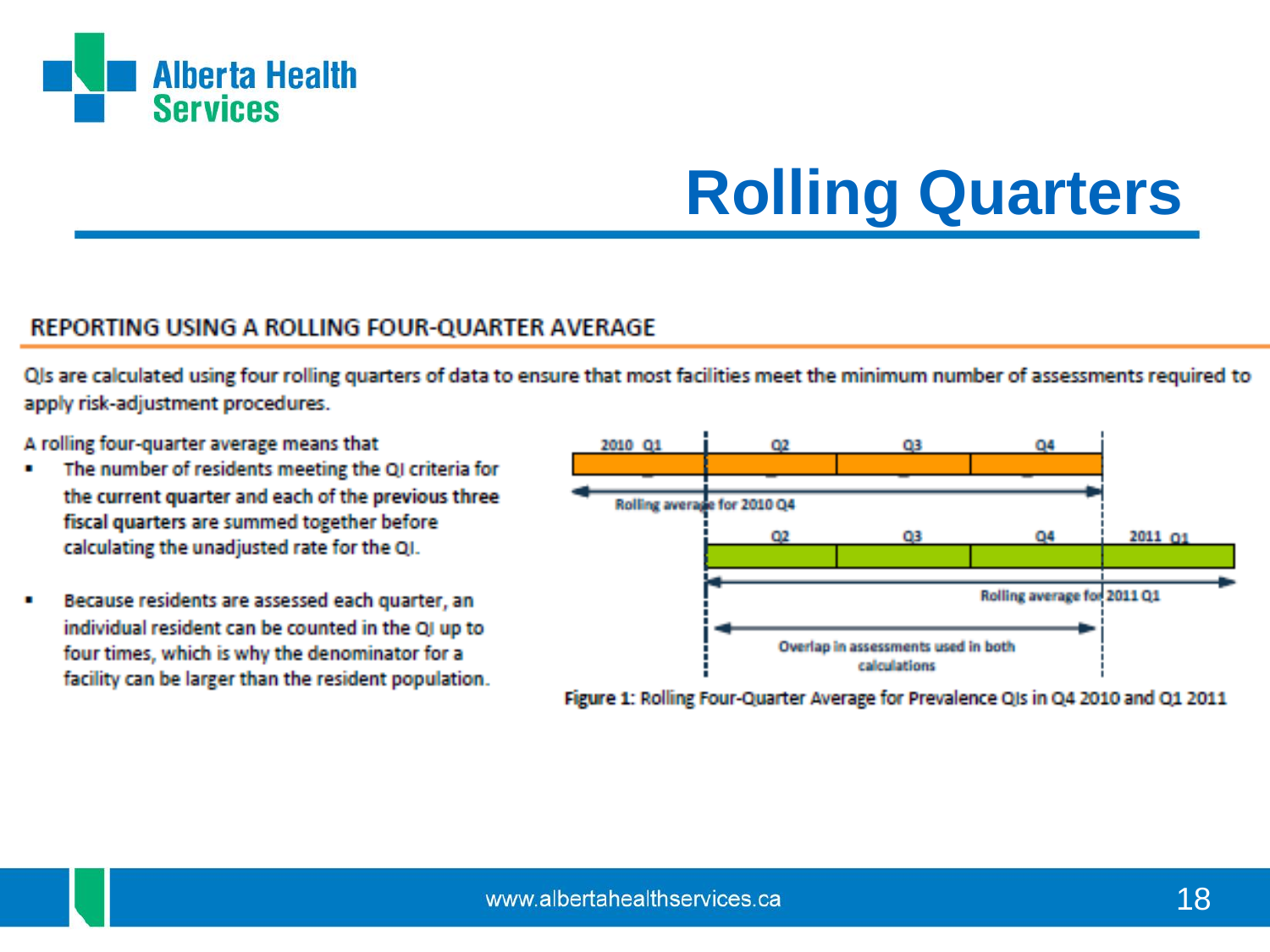# Rolling Quarters

## REPORTING USING A ROLLING FOUR-QUARTER AVERAGE

QIs are calculated using four rolling quarters of data to ensure that most facilities meet the minimum number of assessments required to apply risk-adjustment procedures.

A rolling four-quarter average means that

- The number of residents meeting the QI criteria for the current quarter and each of the previous three fiscal quarters are summed together before calculating the unadjusted rate for the QI.
- Because residents are assessed each quarter, an individual resident can be counted in the QI up to four times, which is why the denominator for a facility can be larger than the resident population.

2010 Q1 | Q2 | Q3 | Q4

Rolling average for 2010 Q4

Q2 | Q3 | Q4 | 2011 Q1

Rolling average for 2011 Q1

Overlap in assessments used in both calculations

Figure 1: Rolling Four-Quarter Average for Prevalence QIs in Q4 2010 and Q1 2011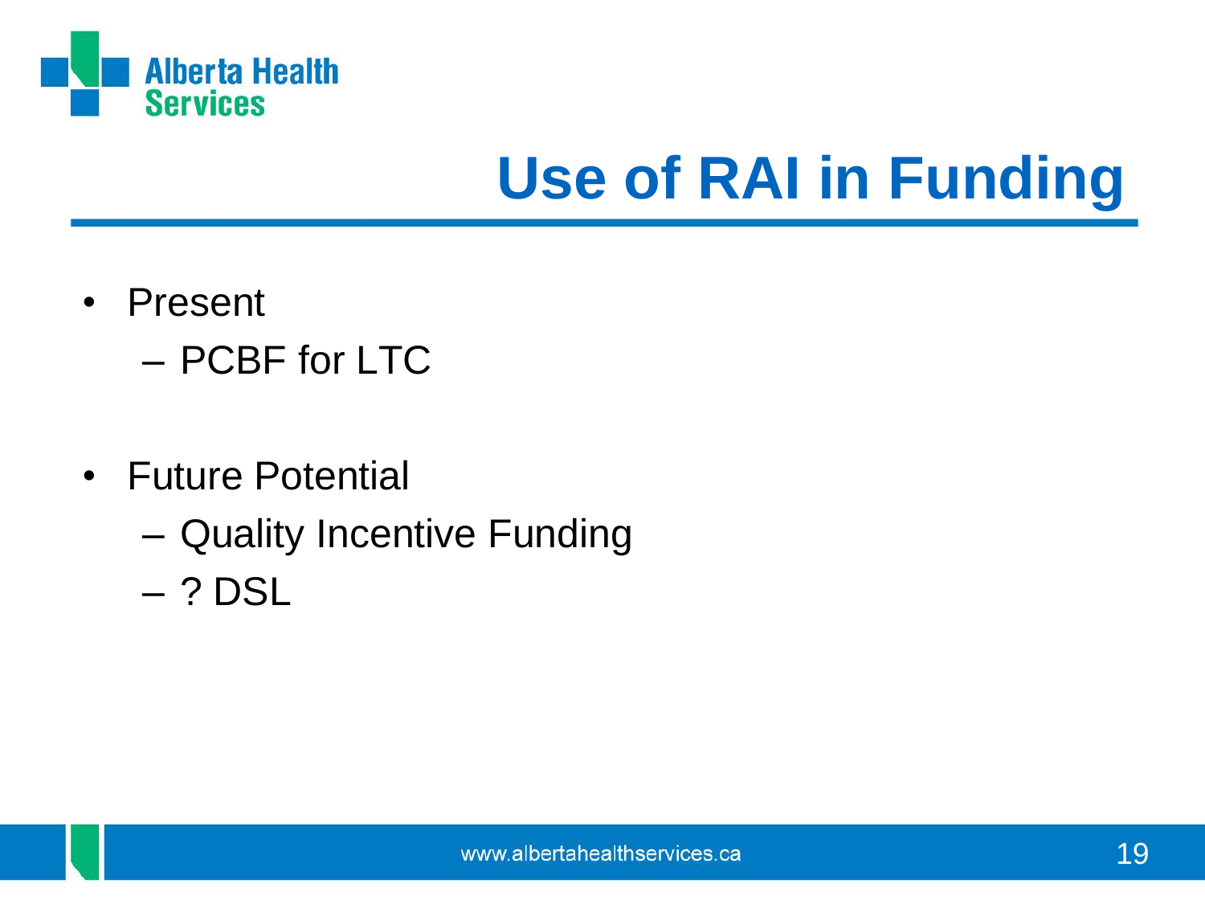# Use of RAI in Funding

- Present
  - PCBF for LTC
- Future Potential
  - Quality Incentive Funding
  - ? DSL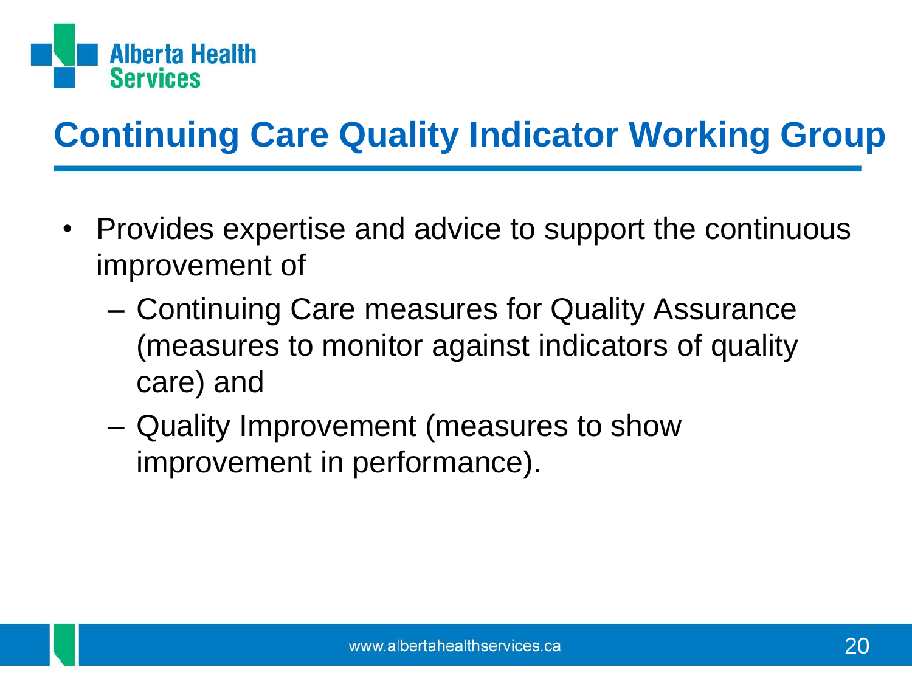# Continuing Care Quality Indicator Working Group

- Provides expertise and advice to support the continuous improvement of
  - Continuing Care measures for Quality Assurance (measures to monitor against indicators of quality care) and
  - Quality Improvement (measures to show improvement in performance).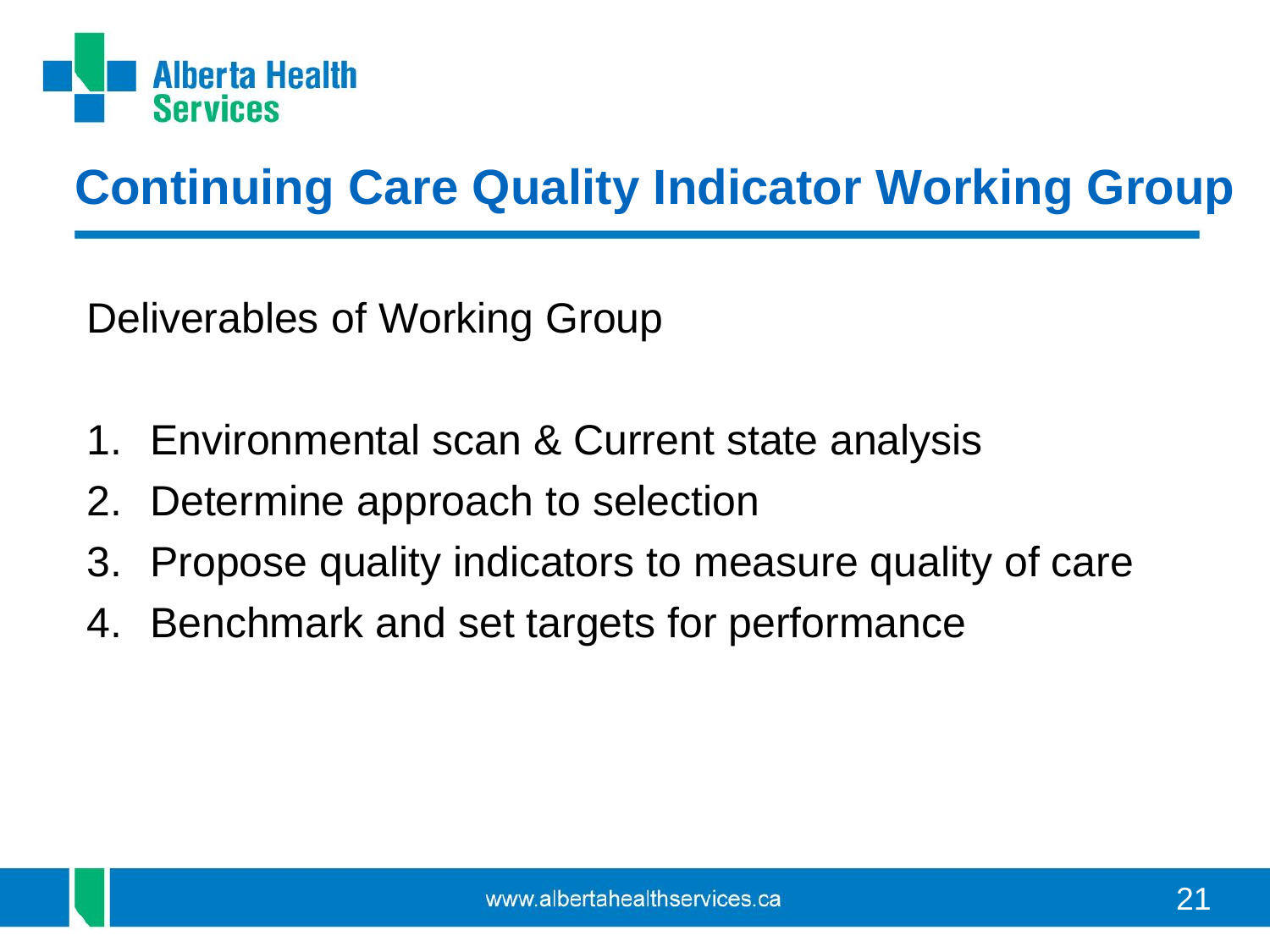# Continuing Care Quality Indicator Working Group

Deliverables of Working Group

1. Environmental scan & Current state analysis
2. Determine approach to selection
3. Propose quality indicators to measure quality of care
4. Benchmark and set targets for performance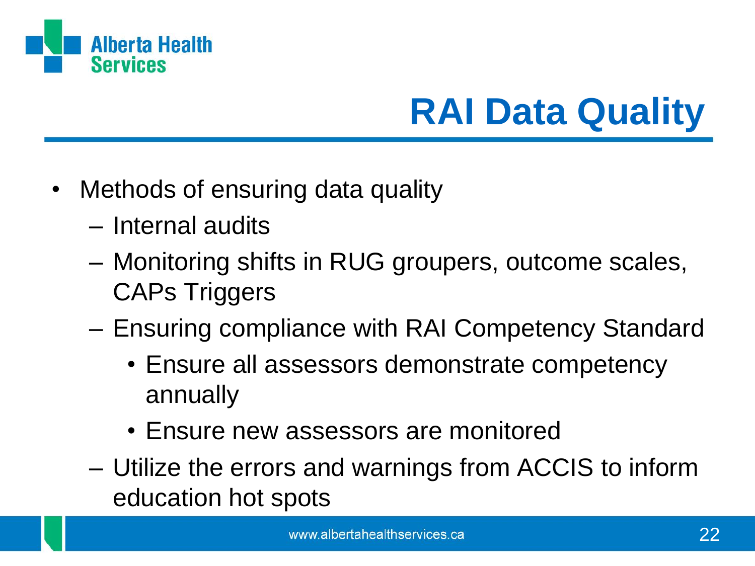# RAI Data Quality

- Methods of ensuring data quality
  - Internal audits
  - Monitoring shifts in RUG groupers, outcome scales, CAPs Triggers
  - Ensuring compliance with RAI Competency Standard
    - Ensure all assessors demonstrate competency annually
    - Ensure new assessors are monitored
  - Utilize the errors and warnings from ACCIS to inform education hot spots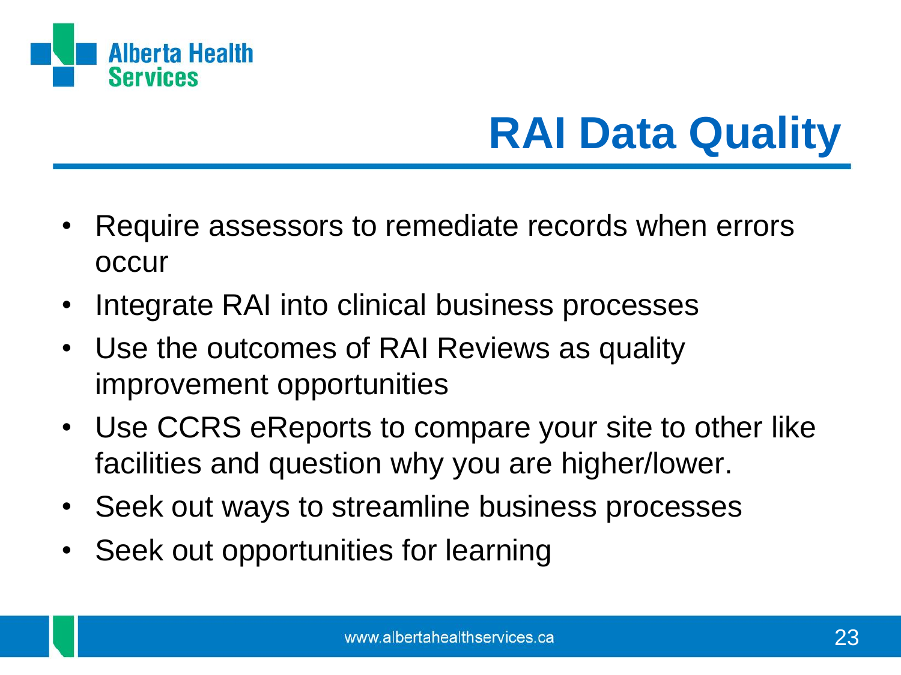# RAI Data Quality

- Require assessors to remediate records when errors occur
- Integrate RAI into clinical business processes
- Use the outcomes of RAI Reviews as quality improvement opportunities
- Use CCRS eReports to compare your site to other like facilities and question why you are higher/lower.
- Seek out ways to streamline business processes
- Seek out opportunities for learning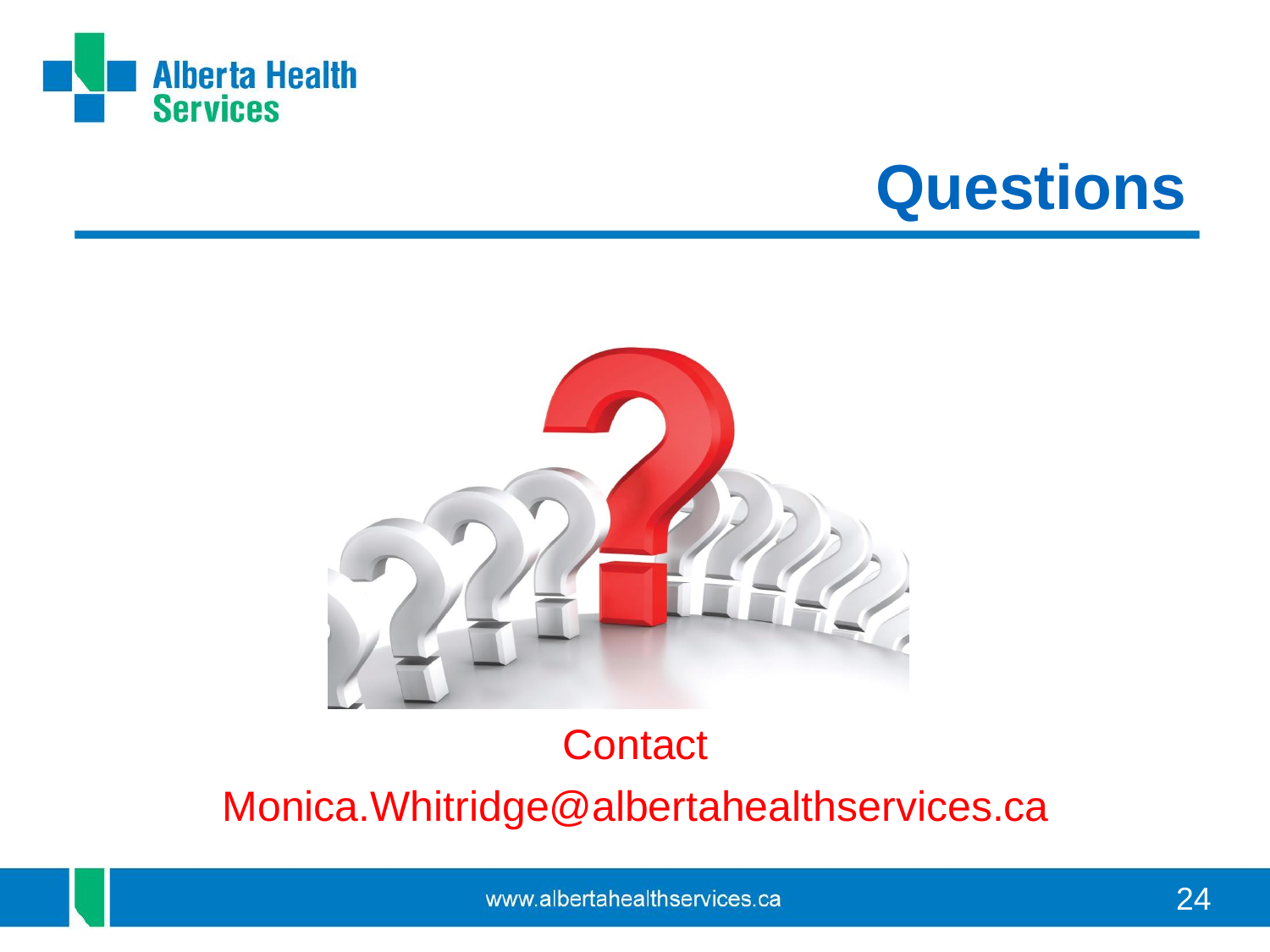# Questions

Contact

Monica.Whitridge@albertahealthservices.ca